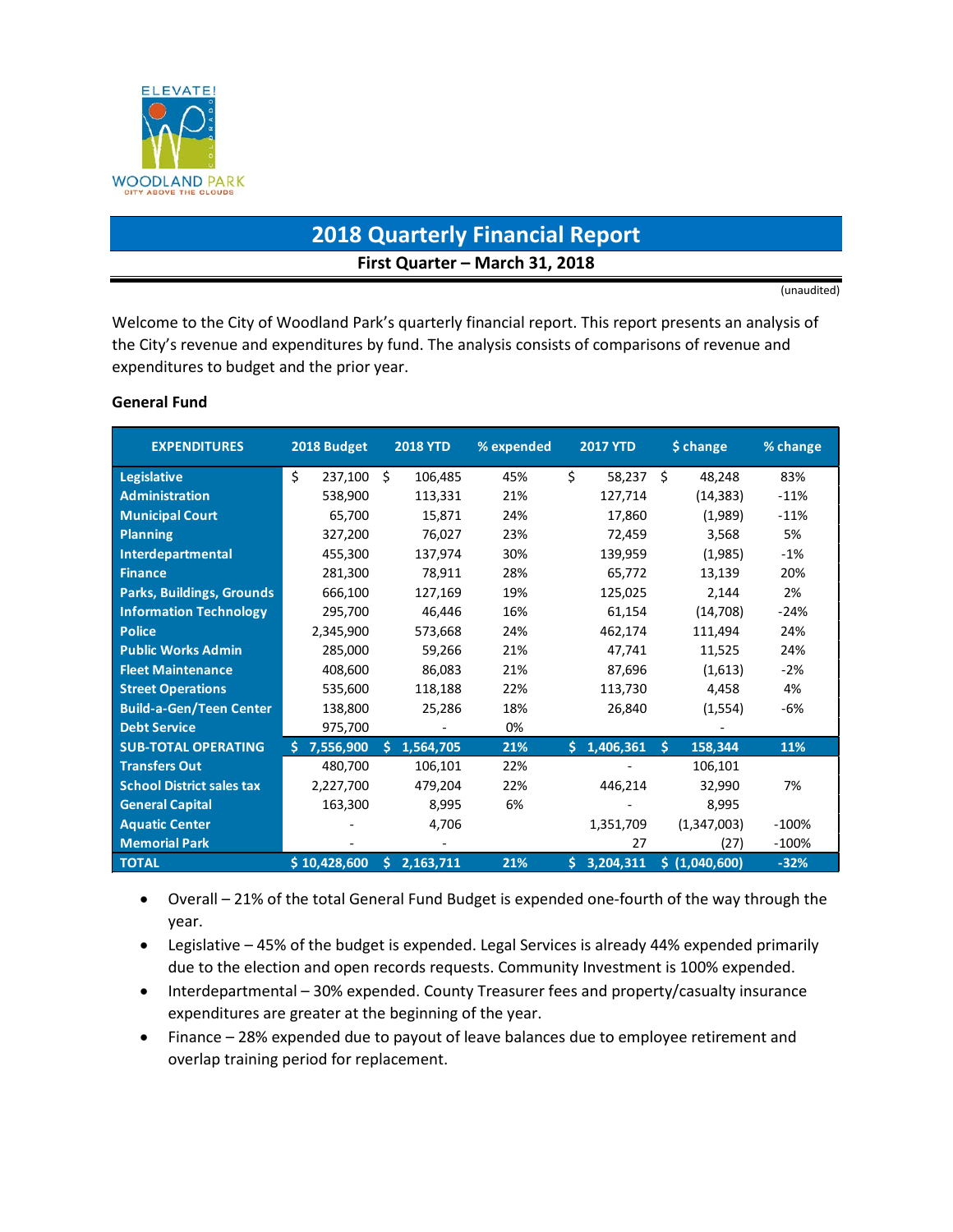# 2018 Quarterly Financial Report

**First Quarter – March 31, 2018**

(unaudited)

Welcome to the City of Woodland Park's quarterly financial report. This report presents an analysis of the City's revenue and expenditures by fund. The analysis consists of comparisons of revenue and expenditures to budget and the prior year.

**General Fund**

| EXPENDITURES | 2018 Budget | 2018 YTD | % expended | 2017 YTD | $ change | % change |
|---|---|---|---|---|---|---|
| Legislative | $ 237,100 | $ 106,485 | 45% | $ 58,237 | $ 48,248 | 83% |
| Administration | 538,900 | 113,331 | 21% | 127,714 | (14,383) | -11% |
| Municipal Court | 65,700 | 15,871 | 24% | 17,860 | (1,989) | -11% |
| Planning | 327,200 | 76,027 | 23% | 72,459 | 3,568 | 5% |
| Interdepartmental | 455,300 | 137,974 | 30% | 139,959 | (1,985) | -1% |
| Finance | 281,300 | 78,911 | 28% | 65,772 | 13,139 | 20% |
| Parks, Buildings, Grounds | 666,100 | 127,169 | 19% | 125,025 | 2,144 | 2% |
| Information Technology | 295,700 | 46,446 | 16% | 61,154 | (14,708) | -24% |
| Police | 2,345,900 | 573,668 | 24% | 462,174 | 111,494 | 24% |
| Public Works Admin | 285,000 | 59,266 | 21% | 47,741 | 11,525 | 24% |
| Fleet Maintenance | 408,600 | 86,083 | 21% | 87,696 | (1,613) | -2% |
| Street Operations | 535,600 | 118,188 | 22% | 113,730 | 4,458 | 4% |
| Build-a-Gen/Teen Center | 138,800 | 25,286 | 18% | 26,840 | (1,554) | -6% |
| Debt Service | 975,700 | - | 0% | | - | |
| **SUB-TOTAL OPERATING** | **$ 7,556,900** | **$ 1,564,705** | **21%** | **$ 1,406,361** | **$ 158,344** | **11%** |
| Transfers Out | 480,700 | 106,101 | 22% | - | 106,101 | |
| School District sales tax | 2,227,700 | 479,204 | 22% | 446,214 | 32,990 | 7% |
| General Capital | 163,300 | 8,995 | 6% | - | 8,995 | |
| Aquatic Center | - | 4,706 | | 1,351,709 | (1,347,003) | -100% |
| Memorial Park | - | - | | 27 | (27) | -100% |
| **TOTAL** | **$ 10,428,600** | **$ 2,163,711** | **21%** | **$ 3,204,311** | **$ (1,040,600)** | **-32%** |

- Overall – 21% of the total General Fund Budget is expended one-fourth of the way through the year.
- Legislative – 45% of the budget is expended. Legal Services is already 44% expended primarily due to the election and open records requests. Community Investment is 100% expended.
- Interdepartmental – 30% expended. County Treasurer fees and property/casualty insurance expenditures are greater at the beginning of the year.
- Finance – 28% expended due to payout of leave balances due to employee retirement and overlap training period for replacement.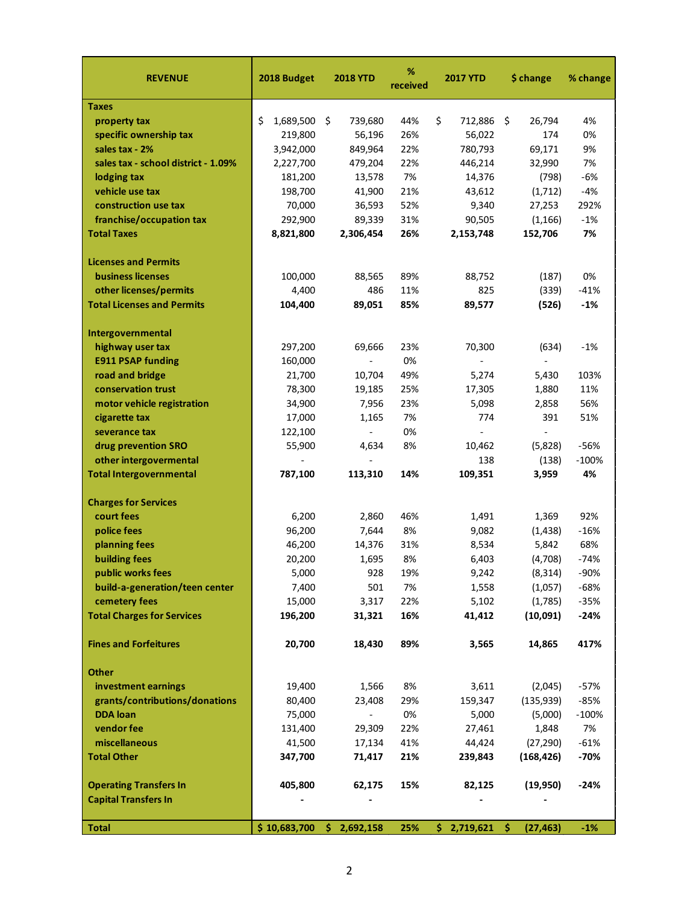| REVENUE | 2018 Budget | 2018 YTD | % received | 2017 YTD | $ change | % change |
|---|---|---|---|---|---|---|
| **Taxes** | | | | | | |
| property tax | $ 1,689,500 | $ 739,680 | 44% | $ 712,886 | $ 26,794 | 4% |
| specific ownership tax | 219,800 | 56,196 | 26% | 56,022 | 174 | 0% |
| sales tax - 2% | 3,942,000 | 849,964 | 22% | 780,793 | 69,171 | 9% |
| sales tax - school district - 1.09% | 2,227,700 | 479,204 | 22% | 446,214 | 32,990 | 7% |
| lodging tax | 181,200 | 13,578 | 7% | 14,376 | (798) | -6% |
| vehicle use tax | 198,700 | 41,900 | 21% | 43,612 | (1,712) | -4% |
| construction use tax | 70,000 | 36,593 | 52% | 9,340 | 27,253 | 292% |
| franchise/occupation tax | 292,900 | 89,339 | 31% | 90,505 | (1,166) | -1% |
| **Total Taxes** | **8,821,800** | **2,306,454** | **26%** | **2,153,748** | **152,706** | **7%** |
| | | | | | | |
| **Licenses and Permits** | | | | | | |
| business licenses | 100,000 | 88,565 | 89% | 88,752 | (187) | 0% |
| other licenses/permits | 4,400 | 486 | 11% | 825 | (339) | -41% |
| **Total Licenses and Permits** | **104,400** | **89,051** | **85%** | **89,577** | **(526)** | **-1%** |
| | | | | | | |
| **Intergovernmental** | | | | | | |
| highway user tax | 297,200 | 69,666 | 23% | 70,300 | (634) | -1% |
| E911 PSAP funding | 160,000 | - | 0% | - | - | |
| road and bridge | 21,700 | 10,704 | 49% | 5,274 | 5,430 | 103% |
| conservation trust | 78,300 | 19,185 | 25% | 17,305 | 1,880 | 11% |
| motor vehicle registration | 34,900 | 7,956 | 23% | 5,098 | 2,858 | 56% |
| cigarette tax | 17,000 | 1,165 | 7% | 774 | 391 | 51% |
| severance tax | 122,100 | - | 0% | - | - | |
| drug prevention SRO | 55,900 | 4,634 | 8% | 10,462 | (5,828) | -56% |
| other intergovermental | - | - | | 138 | (138) | -100% |
| **Total Intergovernmental** | **787,100** | **113,310** | **14%** | **109,351** | **3,959** | **4%** |
| | | | | | | |
| **Charges for Services** | | | | | | |
| court fees | 6,200 | 2,860 | 46% | 1,491 | 1,369 | 92% |
| police fees | 96,200 | 7,644 | 8% | 9,082 | (1,438) | -16% |
| planning fees | 46,200 | 14,376 | 31% | 8,534 | 5,842 | 68% |
| building fees | 20,200 | 1,695 | 8% | 6,403 | (4,708) | -74% |
| public works fees | 5,000 | 928 | 19% | 9,242 | (8,314) | -90% |
| build-a-generation/teen center | 7,400 | 501 | 7% | 1,558 | (1,057) | -68% |
| cemetery fees | 15,000 | 3,317 | 22% | 5,102 | (1,785) | -35% |
| **Total Charges for Services** | **196,200** | **31,321** | **16%** | **41,412** | **(10,091)** | **-24%** |
| | | | | | | |
| **Fines and Forfeitures** | **20,700** | **18,430** | **89%** | **3,565** | **14,865** | **417%** |
| | | | | | | |
| **Other** | | | | | | |
| investment earnings | 19,400 | 1,566 | 8% | 3,611 | (2,045) | -57% |
| grants/contributions/donations | 80,400 | 23,408 | 29% | 159,347 | (135,939) | -85% |
| DDA loan | 75,000 | - | 0% | 5,000 | (5,000) | -100% |
| vendor fee | 131,400 | 29,309 | 22% | 27,461 | 1,848 | 7% |
| miscellaneous | 41,500 | 17,134 | 41% | 44,424 | (27,290) | -61% |
| **Total Other** | **347,700** | **71,417** | **21%** | **239,843** | **(168,426)** | **-70%** |
| | | | | | | |
| **Operating Transfers In** | **405,800** | **62,175** | **15%** | **82,125** | **(19,950)** | **-24%** |
| **Capital Transfers In** | **-** | **-** | | **-** | **-** | |
| | | | | | | |
| **Total** | **$ 10,683,700** | **$ 2,692,158** | **25%** | **$ 2,719,621** | **$ (27,463)** | **-1%** |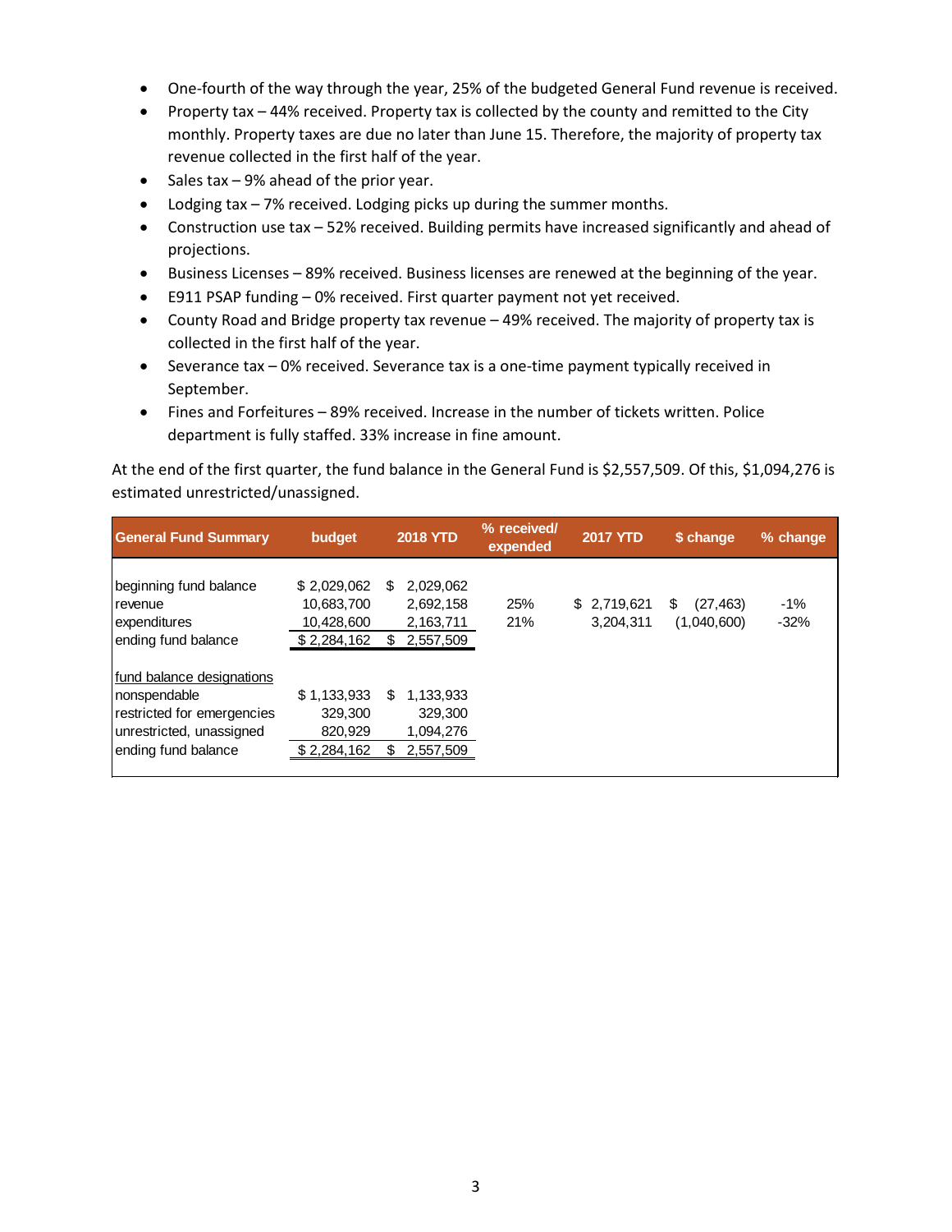- One-fourth of the way through the year, 25% of the budgeted General Fund revenue is received.
- Property tax – 44% received. Property tax is collected by the county and remitted to the City monthly. Property taxes are due no later than June 15. Therefore, the majority of property tax revenue collected in the first half of the year.
- Sales tax – 9% ahead of the prior year.
- Lodging tax – 7% received. Lodging picks up during the summer months.
- Construction use tax – 52% received. Building permits have increased significantly and ahead of projections.
- Business Licenses – 89% received. Business licenses are renewed at the beginning of the year.
- E911 PSAP funding – 0% received. First quarter payment not yet received.
- County Road and Bridge property tax revenue – 49% received. The majority of property tax is collected in the first half of the year.
- Severance tax – 0% received. Severance tax is a one-time payment typically received in September.
- Fines and Forfeitures – 89% received. Increase in the number of tickets written. Police department is fully staffed. 33% increase in fine amount.

At the end of the first quarter, the fund balance in the General Fund is $2,557,509. Of this, $1,094,276 is estimated unrestricted/unassigned.

| General Fund Summary | budget | 2018 YTD | % received/ expended | 2017 YTD | $ change | % change |
|---|---|---|---|---|---|---|
| beginning fund balance | $ 2,029,062 | $ 2,029,062 | | | | |
| revenue | 10,683,700 | 2,692,158 | 25% | $ 2,719,621 | $ (27,463) | -1% |
| expenditures | 10,428,600 | 2,163,711 | 21% | 3,204,311 | (1,040,600) | -32% |
| ending fund balance | $ 2,284,162 | $ 2,557,509 | | | | |
| fund balance designations | | | | | | |
| nonspendable | $ 1,133,933 | $ 1,133,933 | | | | |
| restricted for emergencies | 329,300 | 329,300 | | | | |
| unrestricted, unassigned | 820,929 | 1,094,276 | | | | |
| ending fund balance | $ 2,284,162 | $ 2,557,509 | | | | |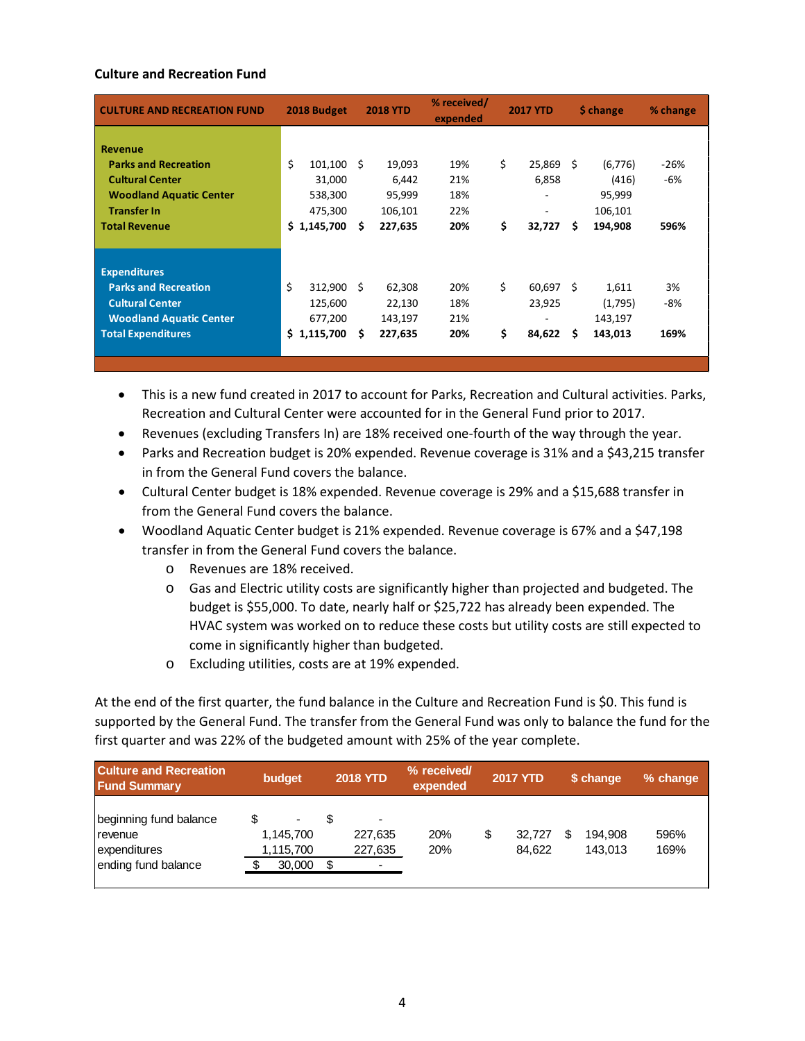**Culture and Recreation Fund**

| CULTURE AND RECREATION FUND | 2018 Budget | 2018 YTD | % received/ expended | 2017 YTD | $ change | % change |
|---|---|---|---|---|---|---|
| **Revenue** | | | | | | |
| Parks and Recreation | $ 101,100 | $ 19,093 | 19% | $ 25,869 | $ (6,776) | -26% |
| Cultural Center | 31,000 | 6,442 | 21% | 6,858 | (416) | -6% |
| Woodland Aquatic Center | 538,300 | 95,999 | 18% | - | 95,999 | |
| Transfer In | 475,300 | 106,101 | 22% | - | 106,101 | |
| **Total Revenue** | **$ 1,145,700** | **$ 227,635** | **20%** | **$ 32,727** | **$ 194,908** | **596%** |
| **Expenditures** | | | | | | |
| Parks and Recreation | $ 312,900 | $ 62,308 | 20% | $ 60,697 | $ 1,611 | 3% |
| Cultural Center | 125,600 | 22,130 | 18% | 23,925 | (1,795) | -8% |
| Woodland Aquatic Center | 677,200 | 143,197 | 21% | - | 143,197 | |
| **Total Expenditures** | **$ 1,115,700** | **$ 227,635** | **20%** | **$ 84,622** | **$ 143,013** | **169%** |

- This is a new fund created in 2017 to account for Parks, Recreation and Cultural activities. Parks, Recreation and Cultural Center were accounted for in the General Fund prior to 2017.
- Revenues (excluding Transfers In) are 18% received one-fourth of the way through the year.
- Parks and Recreation budget is 20% expended. Revenue coverage is 31% and a $43,215 transfer in from the General Fund covers the balance.
- Cultural Center budget is 18% expended. Revenue coverage is 29% and a $15,688 transfer in from the General Fund covers the balance.
- Woodland Aquatic Center budget is 21% expended. Revenue coverage is 67% and a $47,198 transfer in from the General Fund covers the balance.
  - Revenues are 18% received.
  - Gas and Electric utility costs are significantly higher than projected and budgeted. The budget is $55,000. To date, nearly half or $25,722 has already been expended. The HVAC system was worked on to reduce these costs but utility costs are still expected to come in significantly higher than budgeted.
  - Excluding utilities, costs are at 19% expended.

At the end of the first quarter, the fund balance in the Culture and Recreation Fund is $0. This fund is supported by the General Fund. The transfer from the General Fund was only to balance the fund for the first quarter and was 22% of the budgeted amount with 25% of the year complete.

| Culture and Recreation Fund Summary | budget | 2018 YTD | % received/ expended | 2017 YTD | $ change | % change |
|---|---|---|---|---|---|---|
| beginning fund balance | $ - | $ - | | | | |
| revenue | 1,145,700 | 227,635 | 20% | $ 32,727 | $ 194,908 | 596% |
| expenditures | 1,115,700 | 227,635 | 20% | 84,622 | 143,013 | 169% |
| ending fund balance | $ 30,000 | $ - | | | | |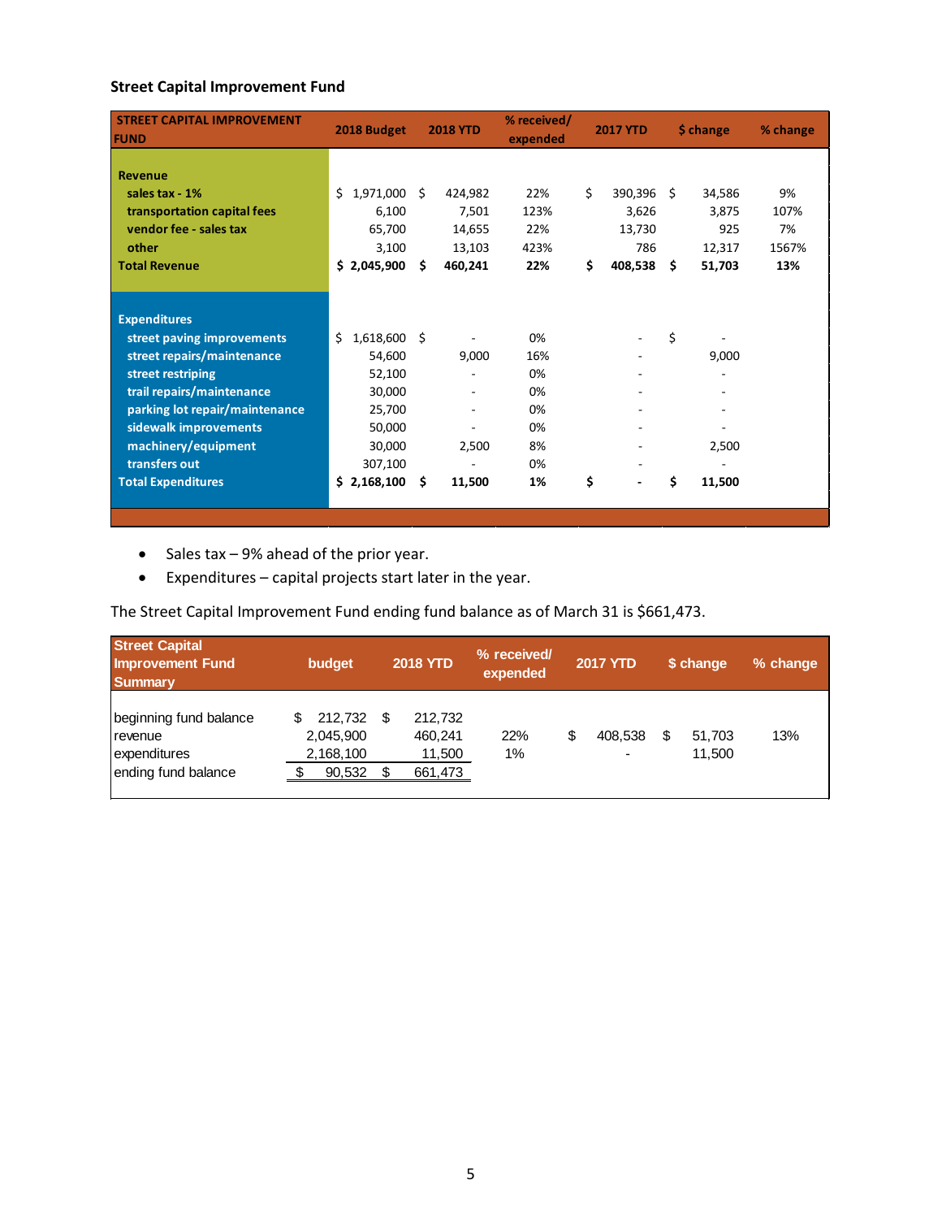### Street Capital Improvement Fund

| STREET CAPITAL IMPROVEMENT FUND | 2018 Budget | 2018 YTD | % received/ expended | 2017 YTD | $ change | % change |
|---|---|---|---|---|---|---|
| **Revenue** | | | | | | |
| sales tax - 1% | $ 1,971,000 | $ 424,982 | 22% | $ 390,396 | $ 34,586 | 9% |
| transportation capital fees | 6,100 | 7,501 | 123% | 3,626 | 3,875 | 107% |
| vendor fee - sales tax | 65,700 | 14,655 | 22% | 13,730 | 925 | 7% |
| other | 3,100 | 13,103 | 423% | 786 | 12,317 | 1567% |
| **Total Revenue** | **$ 2,045,900** | **$ 460,241** | **22%** | **$ 408,538** | **$ 51,703** | **13%** |
| **Expenditures** | | | | | | |
| street paving improvements | $ 1,618,600 | $ - | 0% | - | $ - | |
| street repairs/maintenance | 54,600 | 9,000 | 16% | - | 9,000 | |
| street restriping | 52,100 | - | 0% | - | - | |
| trail repairs/maintenance | 30,000 | - | 0% | - | - | |
| parking lot repair/maintenance | 25,700 | - | 0% | - | - | |
| sidewalk improvements | 50,000 | - | 0% | - | - | |
| machinery/equipment | 30,000 | 2,500 | 8% | - | 2,500 | |
| transfers out | 307,100 | - | 0% | - | - | |
| **Total Expenditures** | **$ 2,168,100** | **$ 11,500** | **1%** | **$ -** | **$ 11,500** | |

- Sales tax – 9% ahead of the prior year.
- Expenditures – capital projects start later in the year.

The Street Capital Improvement Fund ending fund balance as of March 31 is $661,473.

| Street Capital Improvement Fund Summary | budget | 2018 YTD | % received/ expended | 2017 YTD | $ change | % change |
|---|---|---|---|---|---|---|
| beginning fund balance | $ 212,732 | $ 212,732 | | | | |
| revenue | 2,045,900 | 460,241 | 22% | $ 408,538 | $ 51,703 | 13% |
| expenditures | 2,168,100 | 11,500 | 1% | - | 11,500 | |
| ending fund balance | $ 90,532 | $ 661,473 | | | | |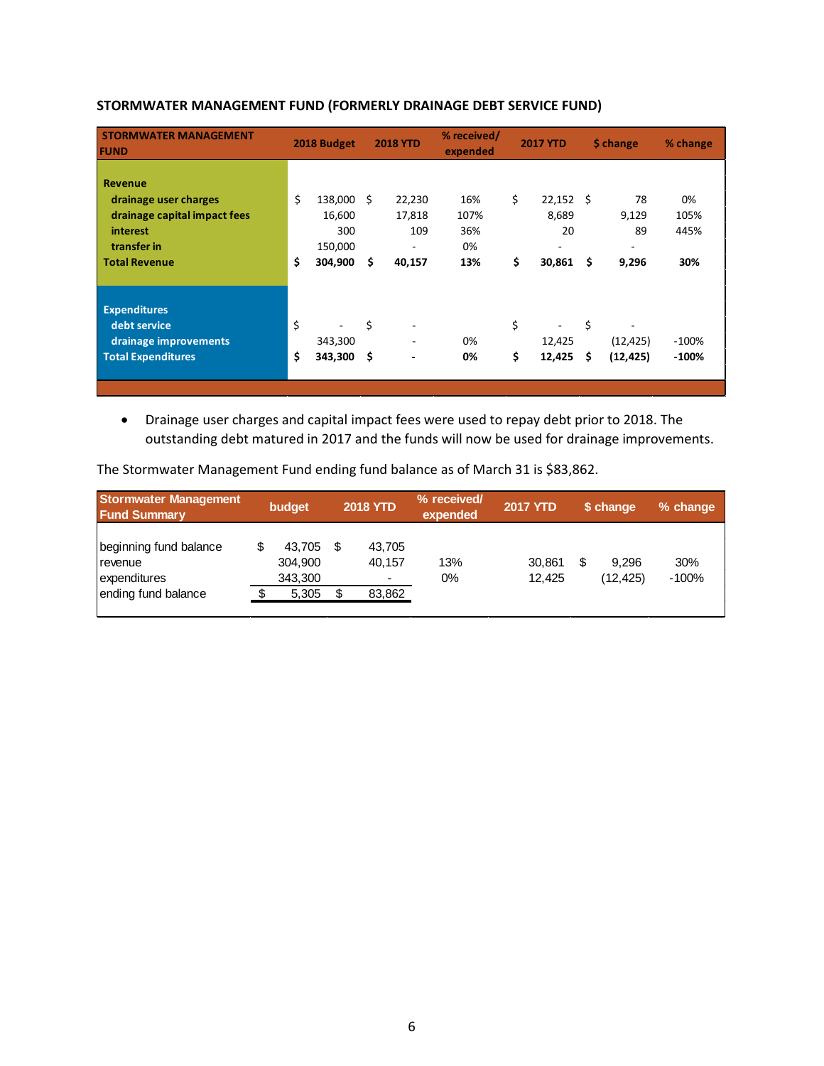## STORMWATER MANAGEMENT FUND (FORMERLY DRAINAGE DEBT SERVICE FUND)

| STORMWATER MANAGEMENT FUND | 2018 Budget | 2018 YTD | % received/ expended | 2017 YTD | $ change | % change |
|---|---|---|---|---|---|---|
| **Revenue** | | | | | | |
| drainage user charges | $ 138,000 | $ 22,230 | 16% | $ 22,152 | $ 78 | 0% |
| drainage capital impact fees | 16,600 | 17,818 | 107% | 8,689 | 9,129 | 105% |
| interest | 300 | 109 | 36% | 20 | 89 | 445% |
| transfer in | 150,000 | - | 0% | - | - | |
| **Total Revenue** | **$ 304,900** | **$ 40,157** | **13%** | **$ 30,861** | **$ 9,296** | **30%** |
| **Expenditures** | | | | | | |
| debt service | $ - | $ - | | $ - | $ - | |
| drainage improvements | 343,300 | - | 0% | 12,425 | (12,425) | -100% |
| **Total Expenditures** | **$ 343,300** | **$ -** | **0%** | **$ 12,425** | **$ (12,425)** | **-100%** |

- Drainage user charges and capital impact fees were used to repay debt prior to 2018. The outstanding debt matured in 2017 and the funds will now be used for drainage improvements.

The Stormwater Management Fund ending fund balance as of March 31 is $83,862.

| Stormwater Management Fund Summary | budget | 2018 YTD | % received/ expended | 2017 YTD | $ change | % change |
|---|---|---|---|---|---|---|
| beginning fund balance | $ 43,705 | $ 43,705 | | | | |
| revenue | 304,900 | 40,157 | 13% | 30,861 | $ 9,296 | 30% |
| expenditures | 343,300 | - | 0% | 12,425 | (12,425) | -100% |
| ending fund balance | $ 5,305 | $ 83,862 | | | | |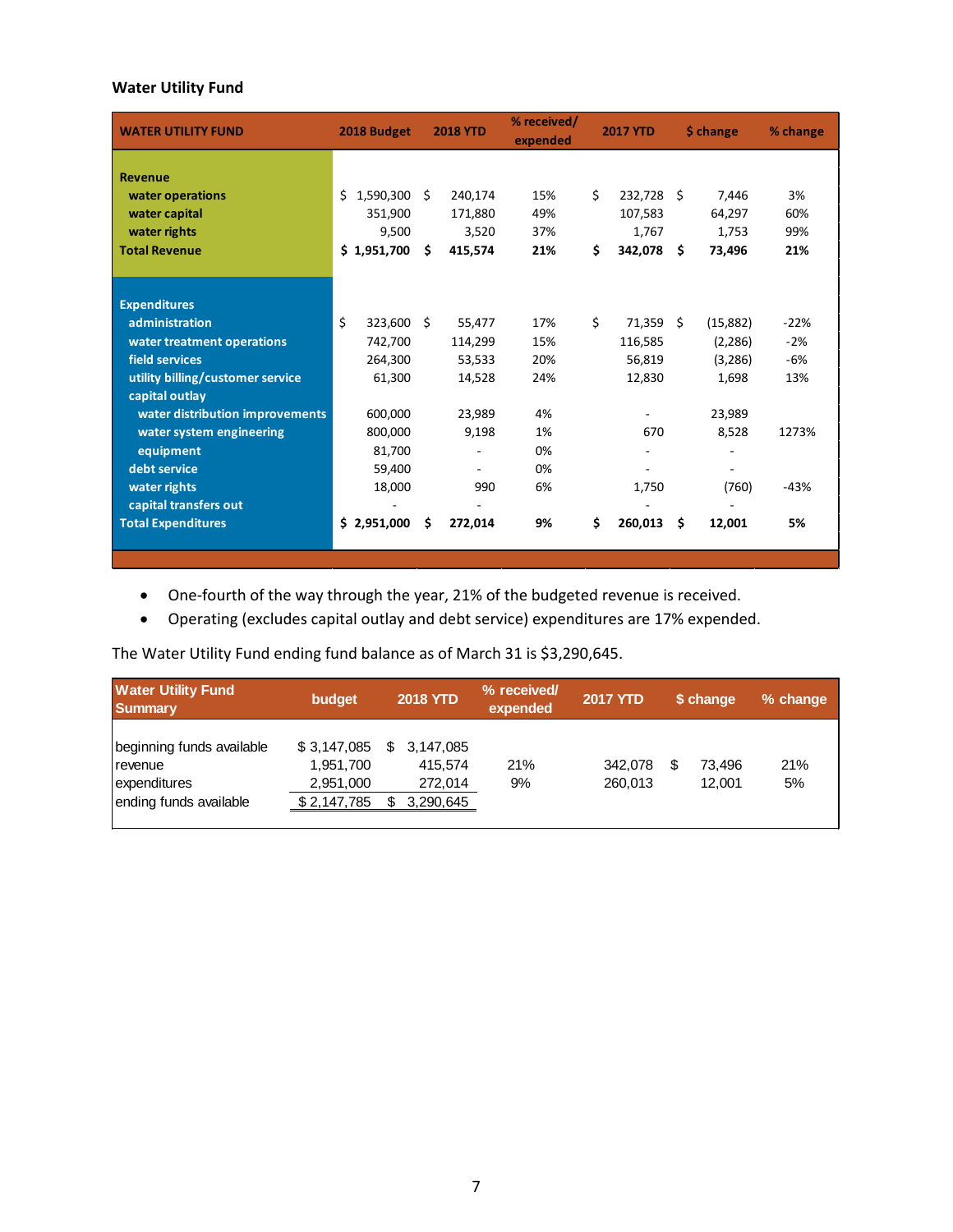**Water Utility Fund**

| WATER UTILITY FUND | 2018 Budget | 2018 YTD | % received/ expended | 2017 YTD | $ change | % change |
|---|---|---|---|---|---|---|
| **Revenue** | | | | | | |
| water operations | $ 1,590,300 | $ 240,174 | 15% | $ 232,728 | $ 7,446 | 3% |
| water capital | 351,900 | 171,880 | 49% | 107,583 | 64,297 | 60% |
| water rights | 9,500 | 3,520 | 37% | 1,767 | 1,753 | 99% |
| **Total Revenue** | **$ 1,951,700** | **$ 415,574** | **21%** | **$ 342,078** | **$ 73,496** | **21%** |
| **Expenditures** | | | | | | |
| administration | $ 323,600 | $ 55,477 | 17% | $ 71,359 | $ (15,882) | -22% |
| water treatment operations | 742,700 | 114,299 | 15% | 116,585 | (2,286) | -2% |
| field services | 264,300 | 53,533 | 20% | 56,819 | (3,286) | -6% |
| utility billing/customer service | 61,300 | 14,528 | 24% | 12,830 | 1,698 | 13% |
| capital outlay | | | | | | |
| water distribution improvements | 600,000 | 23,989 | 4% | - | 23,989 | |
| water system engineering | 800,000 | 9,198 | 1% | 670 | 8,528 | 1273% |
| equipment | 81,700 | - | 0% | - | - | |
| debt service | 59,400 | - | 0% | - | - | |
| water rights | 18,000 | 990 | 6% | 1,750 | (760) | -43% |
| capital transfers out | - | - | | - | - | |
| **Total Expenditures** | **$ 2,951,000** | **$ 272,014** | **9%** | **$ 260,013** | **$ 12,001** | **5%** |

- One-fourth of the way through the year, 21% of the budgeted revenue is received.
- Operating (excludes capital outlay and debt service) expenditures are 17% expended.

The Water Utility Fund ending fund balance as of March 31 is $3,290,645.

| Water Utility Fund Summary | budget | 2018 YTD | % received/ expended | 2017 YTD | $ change | % change |
|---|---|---|---|---|---|---|
| beginning funds available | $ 3,147,085 | $ 3,147,085 | | | | |
| revenue | 1,951,700 | 415,574 | 21% | 342,078 | $ 73,496 | 21% |
| expenditures | 2,951,000 | 272,014 | 9% | 260,013 | 12,001 | 5% |
| ending funds available | $ 2,147,785 | $ 3,290,645 | | | | |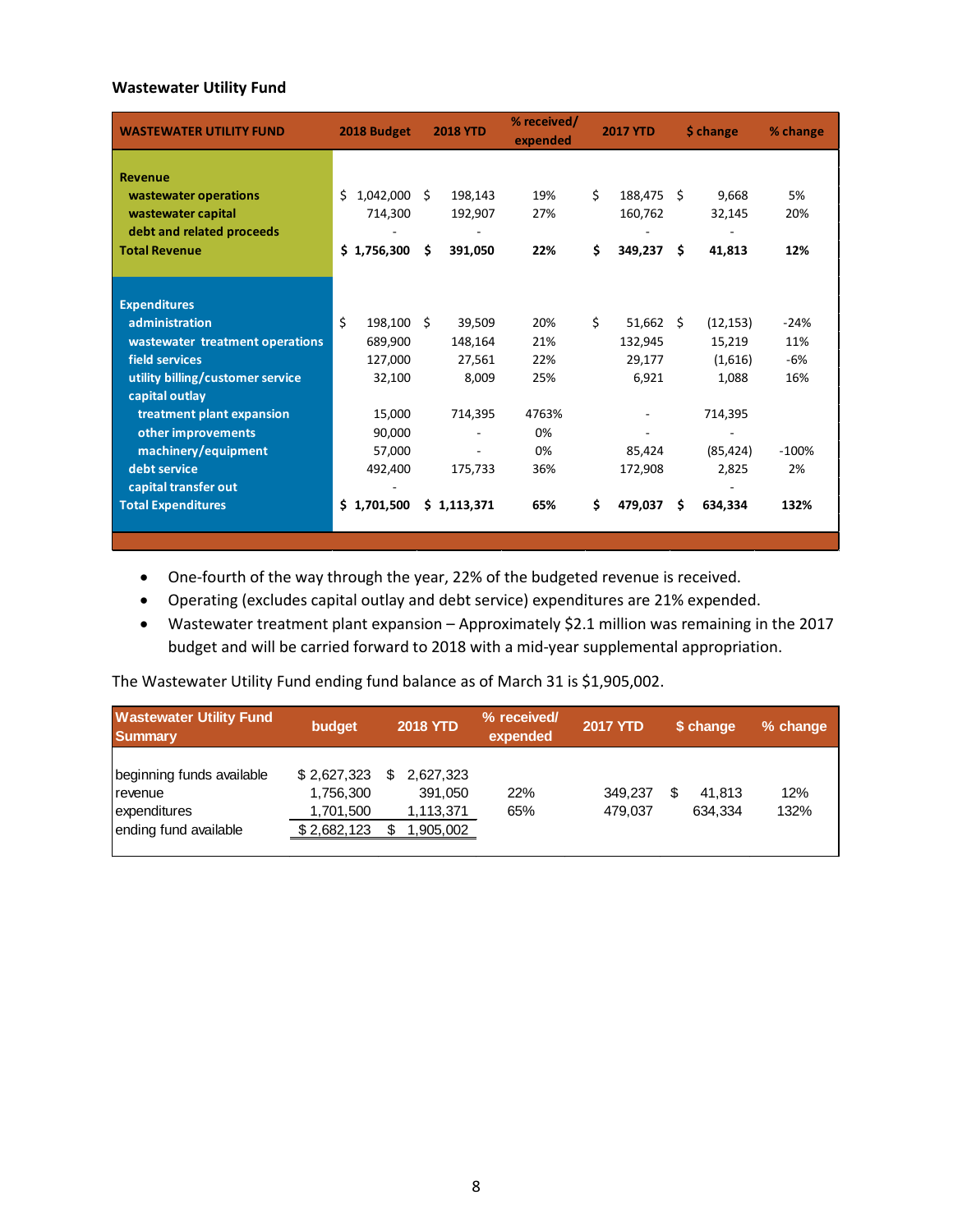### Wastewater Utility Fund

| WASTEWATER UTILITY FUND | 2018 Budget | 2018 YTD | % received/ expended | 2017 YTD | $ change | % change |
|---|---|---|---|---|---|---|
| **Revenue** | | | | | | |
| wastewater operations | $ 1,042,000 | $ 198,143 | 19% | $ 188,475 | $ 9,668 | 5% |
| wastewater capital | 714,300 | 192,907 | 27% | 160,762 | 32,145 | 20% |
| debt and related proceeds | - | - | | - | - | |
| **Total Revenue** | **$ 1,756,300** | **$ 391,050** | **22%** | **$ 349,237** | **$ 41,813** | **12%** |
| **Expenditures** | | | | | | |
| administration | $ 198,100 | $ 39,509 | 20% | $ 51,662 | $ (12,153) | -24% |
| wastewater treatment operations | 689,900 | 148,164 | 21% | 132,945 | 15,219 | 11% |
| field services | 127,000 | 27,561 | 22% | 29,177 | (1,616) | -6% |
| utility billing/customer service | 32,100 | 8,009 | 25% | 6,921 | 1,088 | 16% |
| capital outlay | | | | | | |
| treatment plant expansion | 15,000 | 714,395 | 4763% | - | 714,395 | |
| other improvements | 90,000 | - | 0% | - | - | |
| machinery/equipment | 57,000 | - | 0% | 85,424 | (85,424) | -100% |
| debt service | 492,400 | 175,733 | 36% | 172,908 | 2,825 | 2% |
| capital transfer out | - | | | | - | |
| **Total Expenditures** | **$ 1,701,500** | **$ 1,113,371** | **65%** | **$ 479,037** | **$ 634,334** | **132%** |

- One-fourth of the way through the year, 22% of the budgeted revenue is received.
- Operating (excludes capital outlay and debt service) expenditures are 21% expended.
- Wastewater treatment plant expansion – Approximately $2.1 million was remaining in the 2017 budget and will be carried forward to 2018 with a mid-year supplemental appropriation.

The Wastewater Utility Fund ending fund balance as of March 31 is $1,905,002.

| Wastewater Utility Fund Summary | budget | 2018 YTD | % received/ expended | 2017 YTD | $ change | % change |
|---|---|---|---|---|---|---|
| beginning funds available | $ 2,627,323 | $ 2,627,323 | | | | |
| revenue | 1,756,300 | 391,050 | 22% | 349,237 | $ 41,813 | 12% |
| expenditures | 1,701,500 | 1,113,371 | 65% | 479,037 | 634,334 | 132% |
| ending fund available | $ 2,682,123 | $ 1,905,002 | | | | |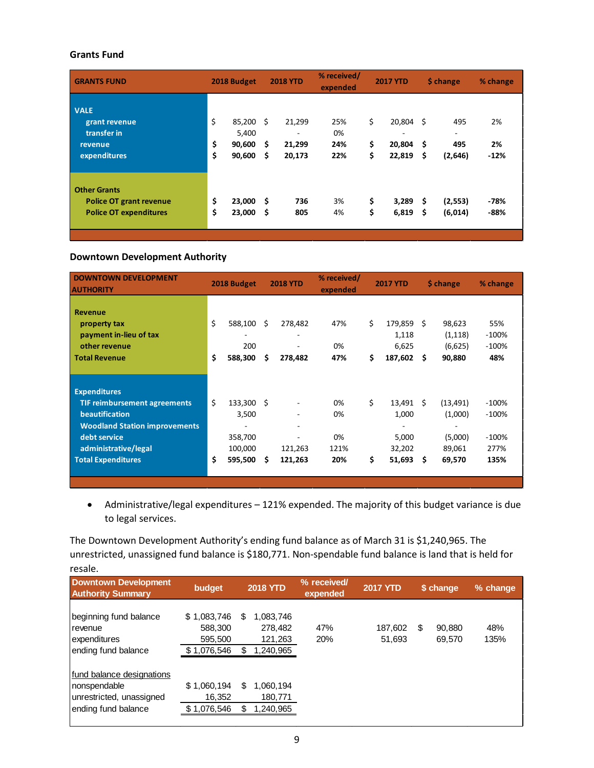### Grants Fund

| GRANTS FUND | 2018 Budget | 2018 YTD | % received/ expended | 2017 YTD | $ change | % change |
|---|---|---|---|---|---|---|
| **VALE** | | | | | | |
| grant revenue | $ 85,200 | $ 21,299 | 25% | $ 20,804 | $ 495 | 2% |
| transfer in | 5,400 | - | 0% | - | - | |
| **revenue** | **$ 90,600** | **$ 21,299** | **24%** | **$ 20,804** | **$ 495** | **2%** |
| **expenditures** | **$ 90,600** | **$ 20,173** | **22%** | **$ 22,819** | **$ (2,646)** | **-12%** |
| **Other Grants** | | | | | | |
| **Police OT grant revenue** | **$ 23,000** | **$ 736** | 3% | **$ 3,289** | **$ (2,553)** | **-78%** |
| **Police OT expenditures** | **$ 23,000** | **$ 805** | 4% | **$ 6,819** | **$ (6,014)** | **-88%** |

### Downtown Development Authority

| DOWNTOWN DEVELOPMENT AUTHORITY | 2018 Budget | 2018 YTD | % received/ expended | 2017 YTD | $ change | % change |
|---|---|---|---|---|---|---|
| **Revenue** | | | | | | |
| property tax | $ 588,100 | $ 278,482 | 47% | $ 179,859 | $ 98,623 | 55% |
| payment in-lieu of tax | - | - | | 1,118 | (1,118) | -100% |
| other revenue | 200 | - | 0% | 6,625 | (6,625) | -100% |
| **Total Revenue** | **$ 588,300** | **$ 278,482** | **47%** | **$ 187,602** | **$ 90,880** | **48%** |
| **Expenditures** | | | | | | |
| TIF reimbursement agreements | $ 133,300 | $ - | 0% | $ 13,491 | $ (13,491) | -100% |
| beautification | 3,500 | - | 0% | 1,000 | (1,000) | -100% |
| Woodland Station improvements | - | - | | - | - | |
| debt service | 358,700 | - | 0% | 5,000 | (5,000) | -100% |
| administrative/legal | 100,000 | 121,263 | 121% | 32,202 | 89,061 | 277% |
| **Total Expenditures** | **$ 595,500** | **$ 121,263** | **20%** | **$ 51,693** | **$ 69,570** | **135%** |

- Administrative/legal expenditures – 121% expended. The majority of this budget variance is due to legal services.

The Downtown Development Authority's ending fund balance as of March 31 is $1,240,965. The unrestricted, unassigned fund balance is $180,771. Non-spendable fund balance is land that is held for resale.

| Downtown Development Authority Summary | budget | 2018 YTD | % received/ expended | 2017 YTD | $ change | % change |
|---|---|---|---|---|---|---|
| beginning fund balance | $ 1,083,746 | $ 1,083,746 | | | | |
| revenue | 588,300 | 278,482 | 47% | 187,602 | $ 90,880 | 48% |
| expenditures | 595,500 | 121,263 | 20% | 51,693 | 69,570 | 135% |
| ending fund balance | $ 1,076,546 | $ 1,240,965 | | | | |
| fund balance designations | | | | | | |
| nonspendable | $ 1,060,194 | $ 1,060,194 | | | | |
| unrestricted, unassigned | 16,352 | 180,771 | | | | |
| ending fund balance | $ 1,076,546 | $ 1,240,965 | | | | |